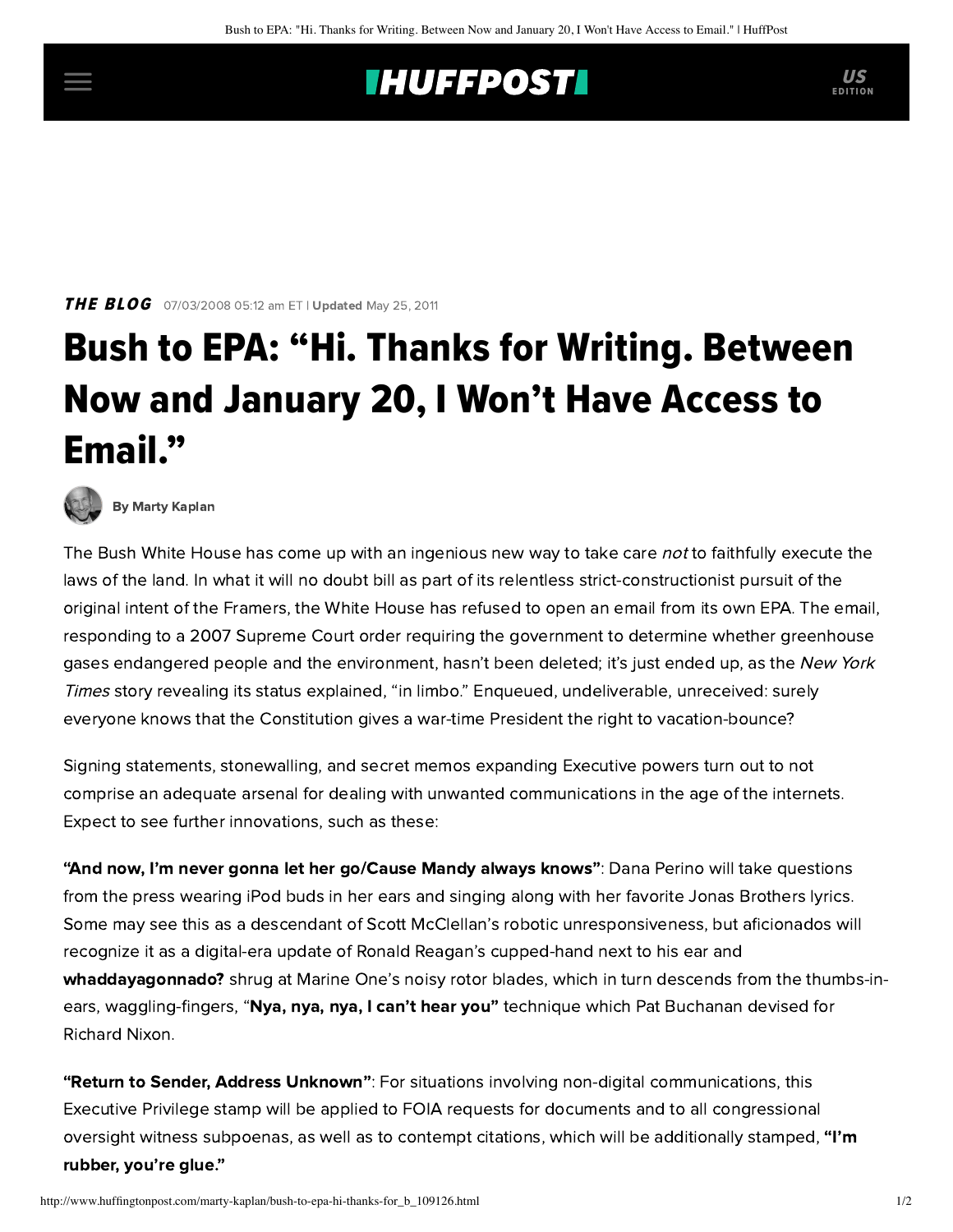**THE BLOG** 07/03/2008 05:12 am ET | **Updated** May 25, 2011

# Bush to EPA: “Hi. Thanks for Writing. Between Now and January 20, I Won’t Have Access to Email.”

By Marty Kaplan

The Bush White House has come up with an ingenious new way to take care *not* to faithfully execute the laws of the land. In what it will no doubt bill as part of its relentless strict-constructionist pursuit of the original intent of the Framers, the White House has refused to open an email from its own EPA. The email, responding to a 2007 Supreme Court order requiring the government to determine whether greenhouse gases endangered people and the environment, hasn’t been deleted; it’s just ended up, as the *New York Times* story revealing its status explained, “in limbo.” Enqueued, undeliverable, unreceived: surely everyone knows that the Constitution gives a war-time President the right to vacation-bounce?

Signing statements, stonewalling, and secret memos expanding Executive powers turn out to not comprise an adequate arsenal for dealing with unwanted communications in the age of the internets. Expect to see further innovations, such as these:

**“And now, I’m never gonna let her go/Cause Mandy always knows”**: Dana Perino will take questions from the press wearing iPod buds in her ears and singing along with her favorite Jonas Brothers lyrics. Some may see this as a descendant of Scott McClellan’s robotic unresponsiveness, but aficionados will recognize it as a digital-era update of Ronald Reagan’s cupped-hand next to his ear and **whaddayagonnado?** shrug at Marine One’s noisy rotor blades, which in turn descends from the thumbs-in-ears, waggling-fingers, “**Nya, nya, nya, I can’t hear you”** technique which Pat Buchanan devised for Richard Nixon.

**“Return to Sender, Address Unknown”**: For situations involving non-digital communications, this Executive Privilege stamp will be applied to FOIA requests for documents and to all congressional oversight witness subpoenas, as well as to contempt citations, which will be additionally stamped, **“I’m rubber, you’re glue.”**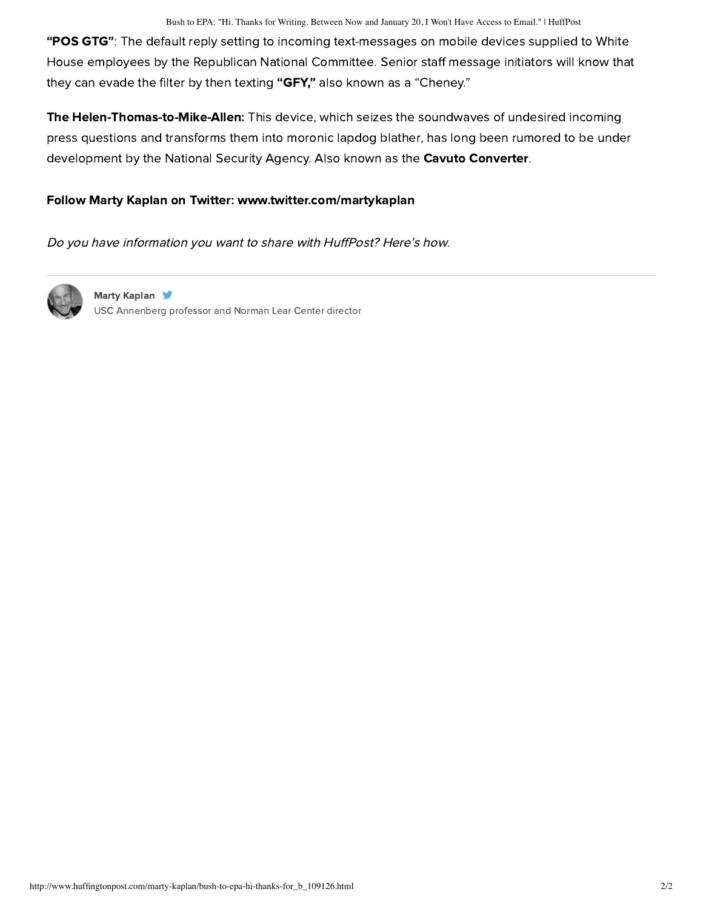**"POS GTG"**: The default reply setting to incoming text-messages on mobile devices supplied to White House employees by the Republican National Committee. Senior staff message initiators will know that they can evade the filter by then texting **"GFY,"** also known as a "Cheney."

**The Helen-Thomas-to-Mike-Allen:** This device, which seizes the soundwaves of undesired incoming press questions and transforms them into moronic lapdog blather, has long been rumored to be under development by the National Security Agency. Also known as the **Cavuto Converter**.

**Follow Marty Kaplan on Twitter: www.twitter.com/martykaplan**

*Do you have information you want to share with HuffPost? Here's how.*

---

Marty Kaplan
USC Annenberg professor and Norman Lear Center director